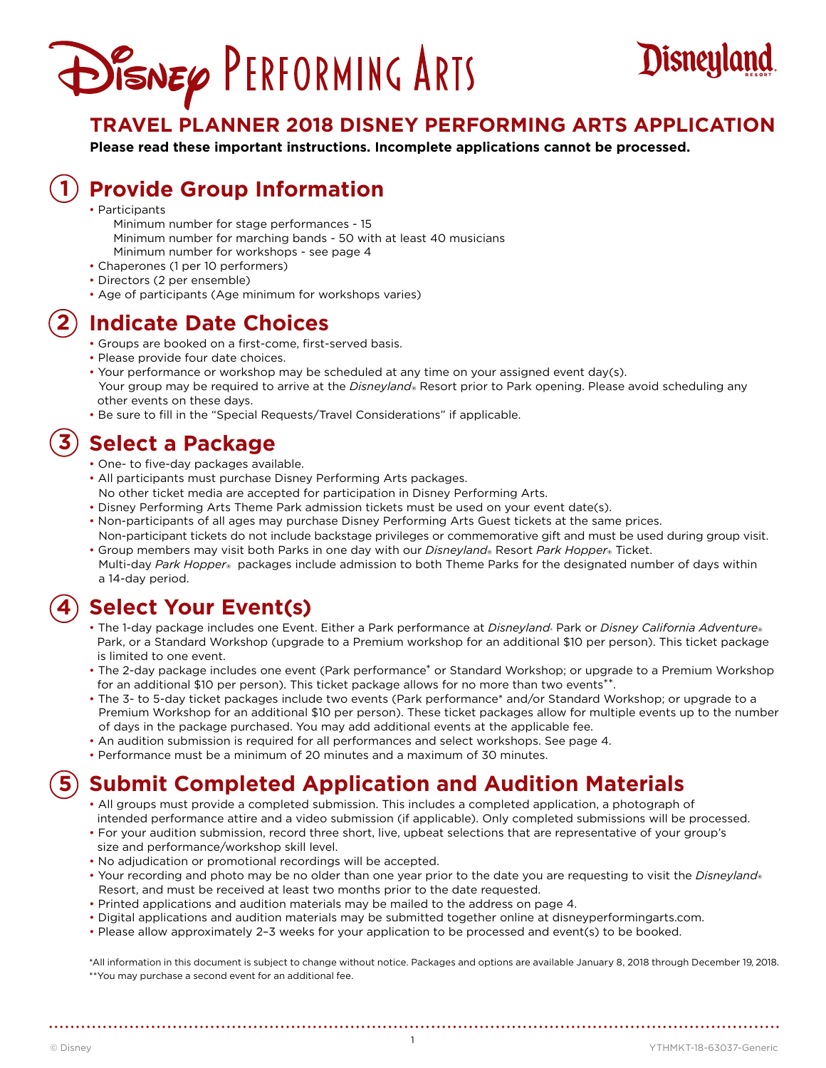# Disney Performing Arts

Disneyland Resort

## TRAVEL PLANNER 2018 DISNEY PERFORMING ARTS APPLICATION

**Please read these important instructions. Incomplete applications cannot be processed.**

## 1 Provide Group Information

- Participants
  - Minimum number for stage performances - 15
  - Minimum number for marching bands - 50 with at least 40 musicians
  - Minimum number for workshops - see page 4
- Chaperones (1 per 10 performers)
- Directors (2 per ensemble)
- Age of participants (Age minimum for workshops varies)

## 2 Indicate Date Choices

- Groups are booked on a first-come, first-served basis.
- Please provide four date choices.
- Your performance or workshop may be scheduled at any time on your assigned event day(s). Your group may be required to arrive at the *Disneyland®* Resort prior to Park opening. Please avoid scheduling any other events on these days.
- Be sure to fill in the "Special Requests/Travel Considerations" if applicable.

## 3 Select a Package

- One- to five-day packages available.
- All participants must purchase Disney Performing Arts packages. No other ticket media are accepted for participation in Disney Performing Arts.
- Disney Performing Arts Theme Park admission tickets must be used on your event date(s).
- Non-participants of all ages may purchase Disney Performing Arts Guest tickets at the same prices. Non-participant tickets do not include backstage privileges or commemorative gift and must be used during group visit.
- Group members may visit both Parks in one day with our *Disneyland®* Resort *Park Hopper®* Ticket. Multi-day *Park Hopper®* packages include admission to both Theme Parks for the designated number of days within a 14-day period.

## 4 Select Your Event(s)

- The 1-day package includes one Event. Either a Park performance at *Disneyland®* Park or *Disney California Adventure®* Park, or a Standard Workshop (upgrade to a Premium workshop for an additional $10 per person). This ticket package is limited to one event.
- The 2-day package includes one event (Park performance* or Standard Workshop; or upgrade to a Premium Workshop for an additional $10 per person). This ticket package allows for no more than two events**.
- The 3- to 5-day ticket packages include two events (Park performance* and/or Standard Workshop; or upgrade to a Premium Workshop for an additional $10 per person). These ticket packages allow for multiple events up to the number of days in the package purchased. You may add additional events at the applicable fee.
- An audition submission is required for all performances and select workshops. See page 4.
- Performance must be a minimum of 20 minutes and a maximum of 30 minutes.

## 5 Submit Completed Application and Audition Materials

- All groups must provide a completed submission. This includes a completed application, a photograph of intended performance attire and a video submission (if applicable). Only completed submissions will be processed.
- For your audition submission, record three short, live, upbeat selections that are representative of your group's size and performance/workshop skill level.
- No adjudication or promotional recordings will be accepted.
- Your recording and photo may be no older than one year prior to the date you are requesting to visit the *Disneyland®* Resort, and must be received at least two months prior to the date requested.
- Printed applications and audition materials may be mailed to the address on page 4.
- Digital applications and audition materials may be submitted together online at disneyperformingarts.com.
- Please allow approximately 2–3 weeks for your application to be processed and event(s) to be booked.

*All information in this document is subject to change without notice. Packages and options are available January 8, 2018 through December 19, 2018.
**You may purchase a second event for an additional fee.

© Disney

YTHMKT-18-63037-Generic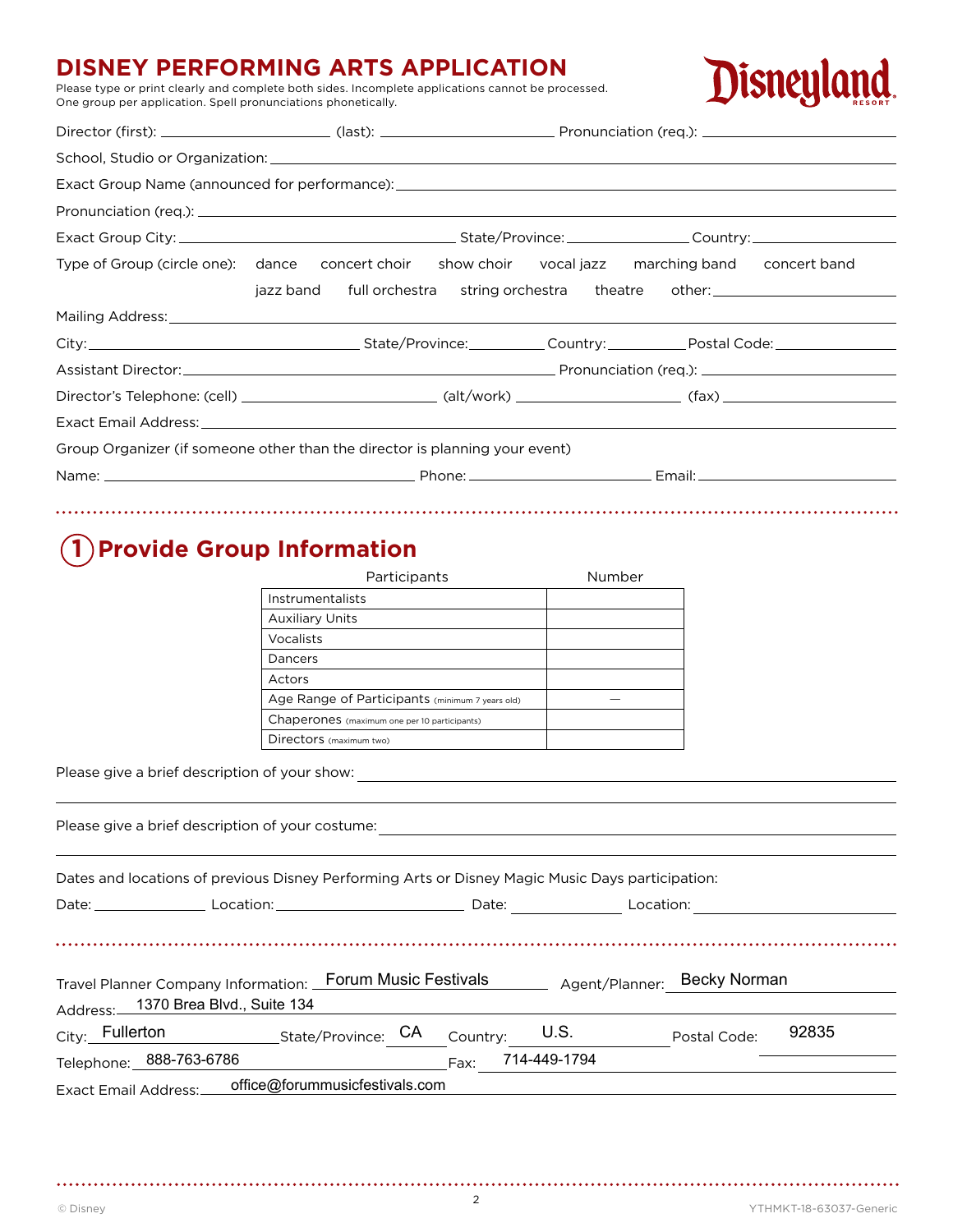# DISNEY PERFORMING ARTS APPLICATION

Please type or print clearly and complete both sides. Incomplete applications cannot be processed.
One group per application. Spell pronunciations phonetically.

Disneyland RESORT

Director (first): ____________ (last): ____________ Pronunciation (req.): ____________

School, Studio or Organization: ____________

Exact Group Name (announced for performance): ____________

Pronunciation (req.): ____________

Exact Group City: ____________ State/Province: ____________ Country: ____________

Type of Group (circle one): dance concert choir show choir vocal jazz marching band concert band jazz band full orchestra string orchestra theatre other: ____________

Mailing Address: ____________

City: ____________ State/Province: ____________ Country: ____________ Postal Code: ____________

Assistant Director: ____________ Pronunciation (req.): ____________

Director's Telephone: (cell) ____________ (alt/work) ____________ (fax) ____________

Exact Email Address: ____________

Group Organizer (if someone other than the director is planning your event)

Name: ____________ Phone: ____________ Email: ____________

## 1 Provide Group Information

| Participants | Number |
|---|---|
| Instrumentalists | |
| Auxiliary Units | |
| Vocalists | |
| Dancers | |
| Actors | |
| Age Range of Participants (minimum 7 years old) | — |
| Chaperones (maximum one per 10 participants) | |
| Directors (maximum two) | |

Please give a brief description of your show: ____________

Please give a brief description of your costume: ____________

Dates and locations of previous Disney Performing Arts or Disney Magic Music Days participation:

Date: ____________ Location: ____________ Date: ____________ Location: ____________

Travel Planner Company Information: Forum Music Festivals Agent/Planner: Becky Norman

Address: 1370 Brea Blvd., Suite 134

City: Fullerton State/Province: CA Country: U.S. Postal Code: 92835

Telephone: 888-763-6786 Fax: 714-449-1794

Exact Email Address: office@forummusicfestivals.com

© Disney YTHMKT-18-63037-Generic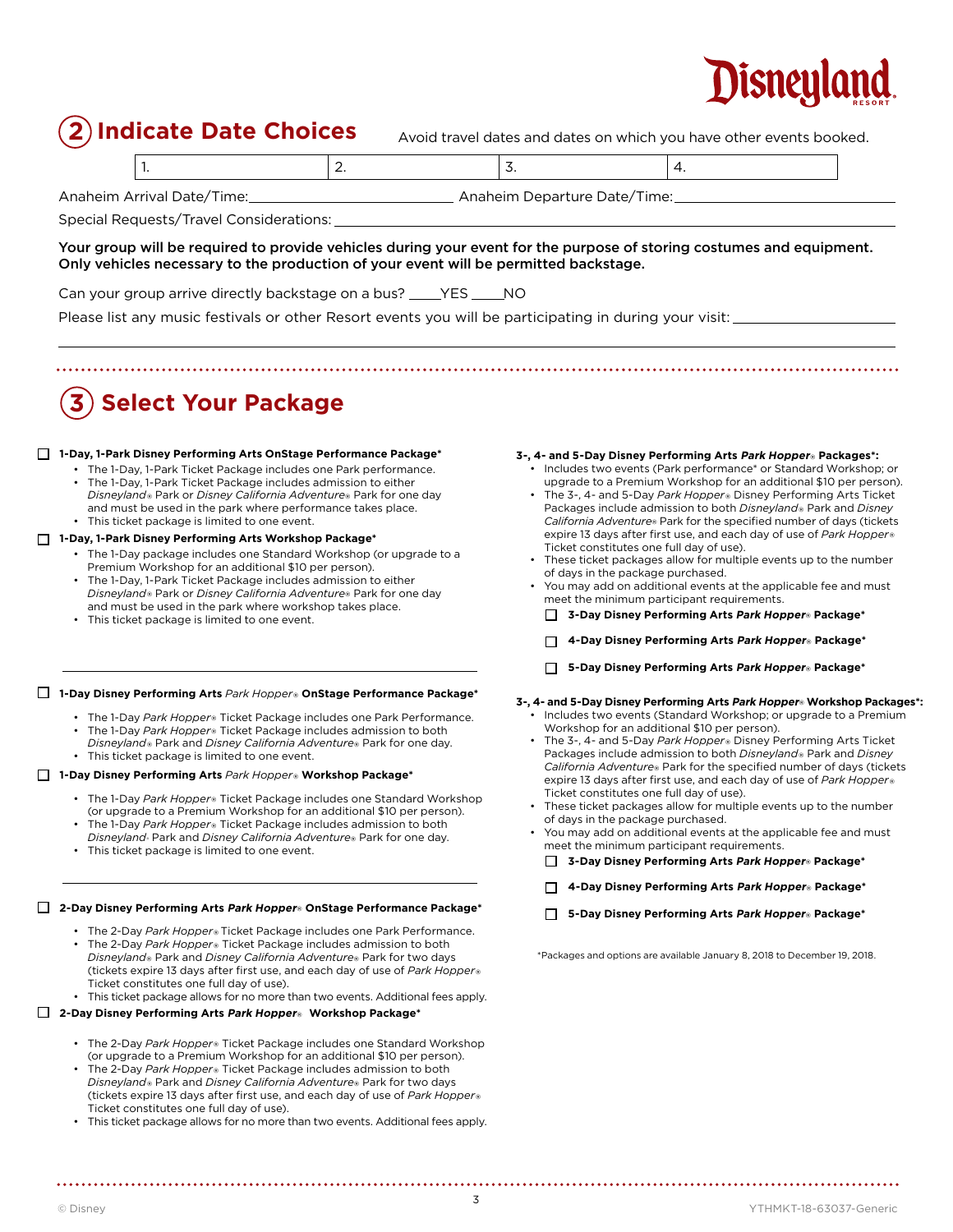## 2 Indicate Date Choices

Avoid travel dates and dates on which you have other events booked.

| 1. | 2. | 3. | 4. |
|---|---|---|---|

Anaheim Arrival Date/Time:\_\_\_\_\_\_\_\_\_\_\_\_\_\_\_\_\_\_\_\_ Anaheim Departure Date/Time:\_\_\_\_\_\_\_\_\_\_\_\_\_\_\_\_\_\_\_\_

Special Requests/Travel Considerations: \_\_\_\_\_\_\_\_\_\_\_\_\_\_\_\_\_\_\_\_\_\_\_\_\_\_\_\_\_\_\_\_\_\_\_\_\_\_\_\_

**Your group will be required to provide vehicles during your event for the purpose of storing costumes and equipment. Only vehicles necessary to the production of your event will be permitted backstage.**

Can your group arrive directly backstage on a bus? \_\_\_\_YES \_\_\_\_NO

Please list any music festivals or other Resort events you will be participating in during your visit: \_\_\_\_\_\_\_\_\_\_\_\_\_\_\_\_\_\_\_\_

## 3 Select Your Package

☐ **1-Day, 1-Park Disney Performing Arts OnStage Performance Package\***
- The 1-Day, 1-Park Ticket Package includes one Park performance.
- The 1-Day, 1-Park Ticket Package includes admission to either *Disneyland*® Park or *Disney California Adventure*® Park for one day and must be used in the park where performance takes place.
- This ticket package is limited to one event.

☐ **1-Day, 1-Park Disney Performing Arts Workshop Package\***
- The 1-Day package includes one Standard Workshop (or upgrade to a Premium Workshop for an additional $10 per person).
- The 1-Day, 1-Park Ticket Package includes admission to either *Disneyland*® Park or *Disney California Adventure*® Park for one day and must be used in the park where workshop takes place.
- This ticket package is limited to one event.

☐ **1-Day Disney Performing Arts** *Park Hopper*® **OnStage Performance Package\***
- The 1-Day *Park Hopper*® Ticket Package includes one Park Performance.
- The 1-Day *Park Hopper*® Ticket Package includes admission to both *Disneyland*® Park and *Disney California Adventure*® Park for one day.
- This ticket package is limited to one event.

☐ **1-Day Disney Performing Arts** *Park Hopper*® **Workshop Package\***
- The 1-Day *Park Hopper*® Ticket Package includes one Standard Workshop (or upgrade to a Premium Workshop for an additional $10 per person).
- The 1-Day *Park Hopper*® Ticket Package includes admission to both *Disneyland*® Park and *Disney California Adventure*® Park for one day.
- This ticket package is limited to one event.

☐ **2-Day Disney Performing Arts *Park Hopper*® OnStage Performance Package\***
- The 2-Day *Park Hopper*® Ticket Package includes one Park Performance.
- The 2-Day *Park Hopper*® Ticket Package includes admission to both *Disneyland*® Park and *Disney California Adventure*® Park for two days (tickets expire 13 days after first use, and each day of use of *Park Hopper*® Ticket constitutes one full day of use).
- This ticket package allows for no more than two events. Additional fees apply.

☐ **2-Day Disney Performing Arts *Park Hopper*® Workshop Package\***
- The 2-Day *Park Hopper*® Ticket Package includes one Standard Workshop (or upgrade to a Premium Workshop for an additional $10 per person).
- The 2-Day *Park Hopper*® Ticket Package includes admission to both *Disneyland*® Park and *Disney California Adventure*® Park for two days (tickets expire 13 days after first use, and each day of use of *Park Hopper*® Ticket constitutes one full day of use).
- This ticket package allows for no more than two events. Additional fees apply.

**3-, 4- and 5-Day Disney Performing Arts *Park Hopper*® Packages\*:**
- Includes two events (Park performance\* or Standard Workshop; or upgrade to a Premium Workshop for an additional $10 per person).
- The 3-, 4- and 5-Day *Park Hopper*® Disney Performing Arts Ticket Packages include admission to both *Disneyland*® Park and *Disney California Adventure*® Park for the specified number of days (tickets expire 13 days after first use, and each day of use of *Park Hopper*® Ticket constitutes one full day of use).
- These ticket packages allow for multiple events up to the number of days in the package purchased.
- You may add on additional events at the applicable fee and must meet the minimum participant requirements.

☐ **3-Day Disney Performing Arts *Park Hopper*® Package\***

☐ **4-Day Disney Performing Arts *Park Hopper*® Package\***

☐ **5-Day Disney Performing Arts *Park Hopper*® Package\***

**3-, 4- and 5-Day Disney Performing Arts *Park Hopper*® Workshop Packages\*:**
- Includes two events (Standard Workshop; or upgrade to a Premium Workshop for an additional $10 per person).
- The 3-, 4- and 5-Day *Park Hopper*® Disney Performing Arts Ticket Packages include admission to both *Disneyland*® Park and *Disney California Adventure*® Park for the specified number of days (tickets expire 13 days after first use, and each day of use of *Park Hopper*® Ticket constitutes one full day of use).
- These ticket packages allow for multiple events up to the number of days in the package purchased.
- You may add on additional events at the applicable fee and must meet the minimum participant requirements.

☐ **3-Day Disney Performing Arts *Park Hopper*® Package\***

☐ **4-Day Disney Performing Arts *Park Hopper*® Package\***

☐ **5-Day Disney Performing Arts *Park Hopper*® Package\***

\*Packages and options are available January 8, 2018 to December 19, 2018.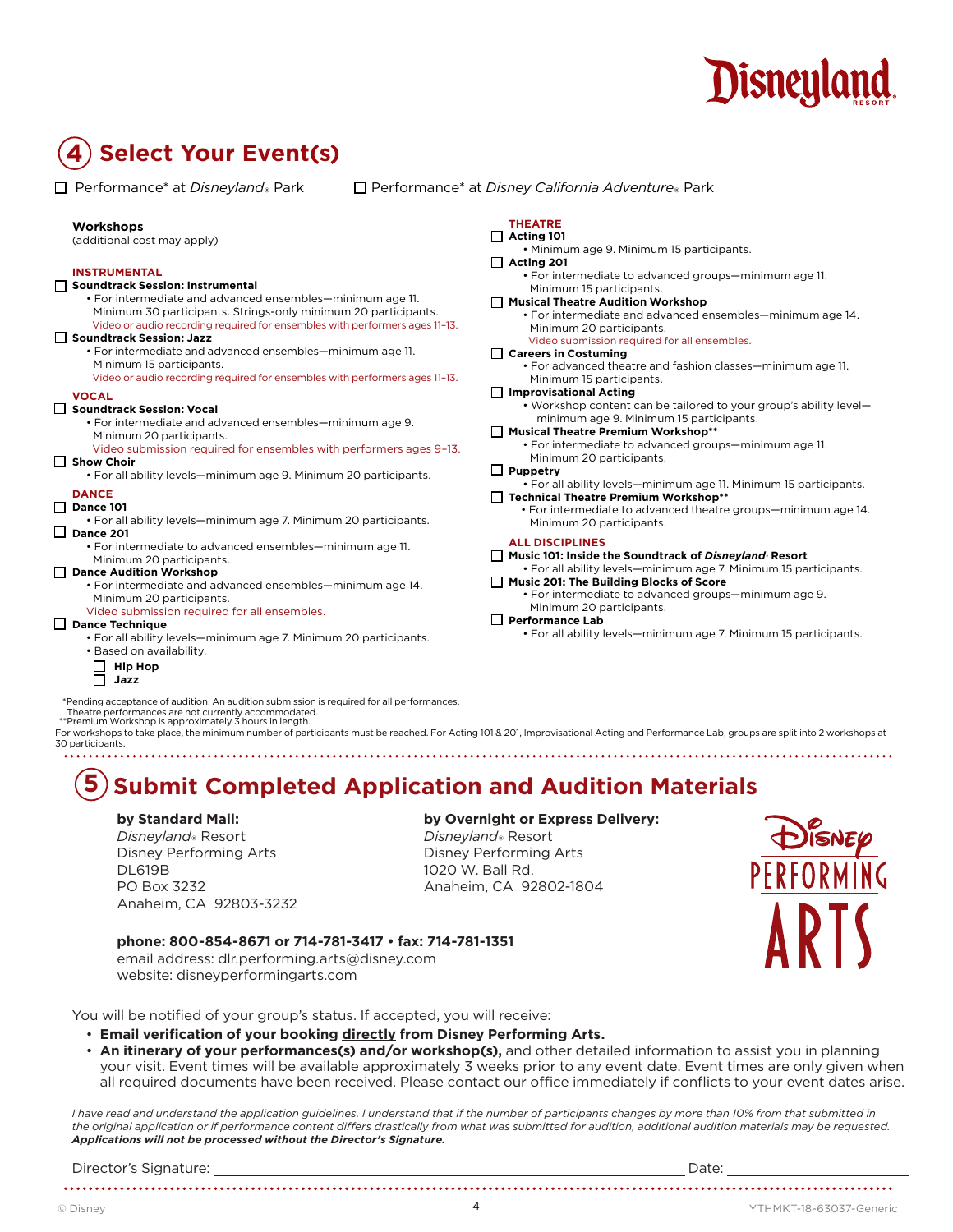# 4 Select Your Event(s)

☐ Performance* at *Disneyland*® Park

☐ Performance* at *Disney California Adventure*® Park

**Workshops**
(additional cost may apply)

**INSTRUMENTAL**

☐ **Soundtrack Session: Instrumental**
- For intermediate and advanced ensembles—minimum age 11. Minimum 30 participants. Strings-only minimum 20 participants.
  Video or audio recording required for ensembles with performers ages 11–13.

☐ **Soundtrack Session: Jazz**
- For intermediate and advanced ensembles—minimum age 11. Minimum 15 participants.
  Video or audio recording required for ensembles with performers ages 11–13.

**VOCAL**

☐ **Soundtrack Session: Vocal**
- For intermediate and advanced ensembles—minimum age 9. Minimum 20 participants.
  Video submission required for ensembles with performers ages 9–13.

☐ **Show Choir**
- For all ability levels—minimum age 9. Minimum 20 participants.

**DANCE**

☐ **Dance 101**
- For all ability levels—minimum age 7. Minimum 20 participants.

☐ **Dance 201**
- For intermediate to advanced ensembles—minimum age 11. Minimum 20 participants.

☐ **Dance Audition Workshop**
- For intermediate and advanced ensembles—minimum age 14. Minimum 20 participants.
  Video submission required for all ensembles.

☐ **Dance Technique**
- For all ability levels—minimum age 7. Minimum 20 participants.
- Based on availability.
  - ☐ **Hip Hop**
  - ☐ **Jazz**

**THEATRE**

☐ **Acting 101**
- Minimum age 9. Minimum 15 participants.

☐ **Acting 201**
- For intermediate to advanced groups—minimum age 11. Minimum 15 participants.

☐ **Musical Theatre Audition Workshop**
- For intermediate and advanced ensembles—minimum age 14. Minimum 20 participants.
  Video submission required for all ensembles.

☐ **Careers in Costuming**
- For advanced theatre and fashion classes—minimum age 11. Minimum 15 participants.

☐ **Improvisational Acting**
- Workshop content can be tailored to your group's ability level—minimum age 9. Minimum 15 participants.

☐ **Musical Theatre Premium Workshop****
- For intermediate to advanced groups—minimum age 11. Minimum 20 participants.

☐ **Puppetry**
- For all ability levels—minimum age 11. Minimum 15 participants.

☐ **Technical Theatre Premium Workshop****
- For intermediate to advanced theatre groups—minimum age 14. Minimum 20 participants.

**ALL DISCIPLINES**

☐ **Music 101: Inside the Soundtrack of *Disneyland*® Resort**
- For all ability levels—minimum age 7. Minimum 15 participants.

☐ **Music 201: The Building Blocks of Score**
- For intermediate to advanced groups—minimum age 9. Minimum 20 participants.

☐ **Performance Lab**
- For all ability levels—minimum age 7. Minimum 15 participants.

*Pending acceptance of audition. An audition submission is required for all performances. Theatre performances are not currently accommodated.
**Premium Workshop is approximately 3 hours in length.
For workshops to take place, the minimum number of participants must be reached. For Acting 101 & 201, Improvisational Acting and Performance Lab, groups are split into 2 workshops at 30 participants.

# 5 Submit Completed Application and Audition Materials

**by Standard Mail:**
*Disneyland*® Resort
Disney Performing Arts
DL619B
PO Box 3232
Anaheim, CA 92803-3232

**by Overnight or Express Delivery:**
*Disneyland*® Resort
Disney Performing Arts
1020 W. Ball Rd.
Anaheim, CA 92802-1804

**phone: 800-854-8671 or 714-781-3417 • fax: 714-781-1351**
email address: dlr.performing.arts@disney.com
website: disneyperformingarts.com

You will be notified of your group's status. If accepted, you will receive:

- **Email verification of your booking directly from Disney Performing Arts.**
- **An itinerary of your performances(s) and/or workshop(s),** and other detailed information to assist you in planning your visit. Event times will be available approximately 3 weeks prior to any event date. Event times are only given when all required documents have been received. Please contact our office immediately if conflicts to your event dates arise.

*I have read and understand the application guidelines. I understand that if the number of participants changes by more than 10% from that submitted in the original application or if performance content differs drastically from what was submitted for audition, additional audition materials may be requested.* ***Applications will not be processed without the Director's Signature.***

Director's Signature: ______________________________ Date: ______________

© Disney

YTHMKT-18-63037-Generic